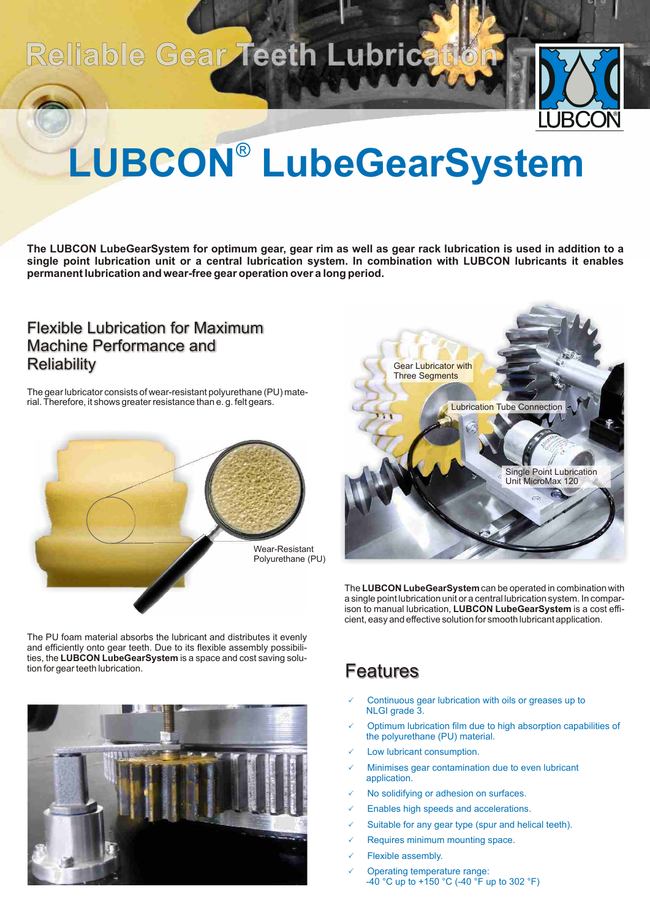# Reliable Gear Teeth Lubrication

# LUBCON® LubeGearSystem

**The LUBCON LubeGearSystem for optimum gear, gear rim as well as gear rack lubrication is used in addition to a single point lubrication unit or a central lubrication system. In combination with LUBCON lubricants it enables permanent lubrication and wear-free gear operation over a long period.**

## Flexible Lubrication for Maximum Machine Performance and Reliability

The gear lubricator consists of wear-resistant polyurethane (PU) material. Therefore, it shows greater resistance than e. g. felt gears.

Wear-Resistant Polyurethane (PU)

The PU foam material absorbs the lubricant and distributes it evenly and efficiently onto gear teeth. Due to its flexible assembly possibilities, the **LUBCON LubeGearSystem** is a space and cost saving solution for gear teeth lubrication.

Gear Lubricator with Three Segments

Lubrication Tube Connection

Single Point Lubrication Unit MicroMax 120

The **LUBCON LubeGearSystem** can be operated in combination with a single point lubrication unit or a central lubrication system. In comparison to manual lubrication, **LUBCON LubeGearSystem** is a cost efficient, easy and effective solution for smooth lubricant application.

## Features

- Continuous gear lubrication with oils or greases up to NLGI grade 3.
- Optimum lubrication film due to high absorption capabilities of the polyurethane (PU) material.
- Low lubricant consumption.
- Minimises gear contamination due to even lubricant application.
- No solidifying or adhesion on surfaces.
- Enables high speeds and accelerations.
- Suitable for any gear type (spur and helical teeth).
- Requires minimum mounting space.
- Flexible assembly.
- Operating temperature range: -40 °C up to +150 °C (-40 °F up to 302 °F)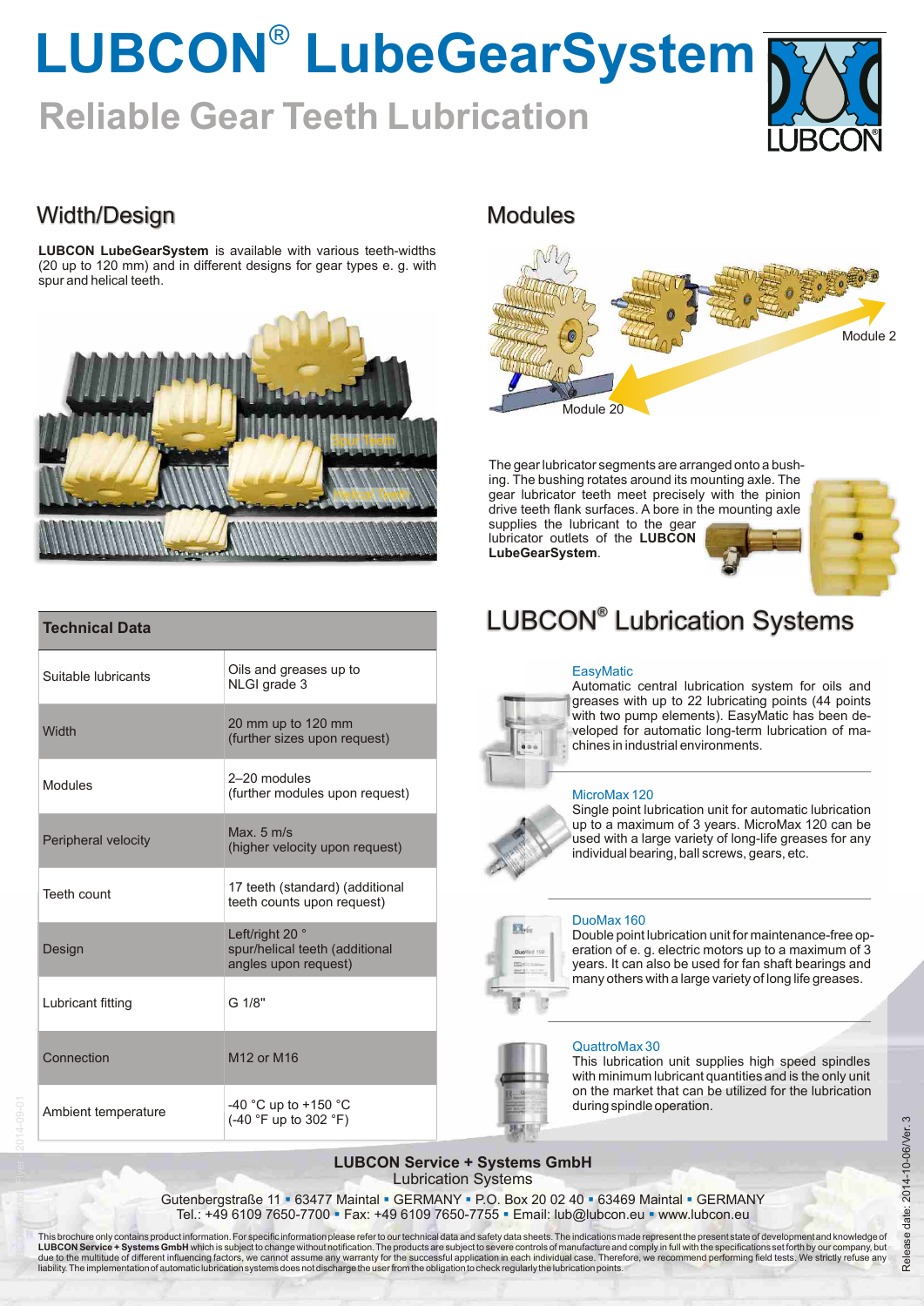# LUBCON® LubeGearSystem

## Reliable Gear Teeth Lubrication

## Width/Design

**LUBCON LubeGearSystem** is available with various teeth-widths (20 up to 120 mm) and in different designs for gear types e. g. with spur and helical teeth.

Spur Teeth

Helical Teeth

## Modules

Module 2

Module 20

The gear lubricator segments are arranged onto a bushing. The bushing rotates around its mounting axle. The gear lubricator teeth meet precisely with the pinion drive teeth flank surfaces. A bore in the mounting axle supplies the lubricant to the gear lubricator outlets of the **LUBCON LubeGearSystem**.

| Technical Data | |
|---|---|
| Suitable lubricants | Oils and greases up to NLGI grade 3 |
| Width | 20 mm up to 120 mm (further sizes upon request) |
| Modules | 2–20 modules (further modules upon request) |
| Peripheral velocity | Max. 5 m/s (higher velocity upon request) |
| Teeth count | 17 teeth (standard) (additional teeth counts upon request) |
| Design | Left/right 20 ° spur/helical teeth (additional angles upon request) |
| Lubricant fitting | G 1/8" |
| Connection | M12 or M16 |
| Ambient temperature | -40 °C up to +150 °C (-40 °F up to 302 °F) |

## LUBCON® Lubrication Systems

### EasyMatic

Automatic central lubrication system for oils and greases with up to 22 lubricating points (44 points with two pump elements). EasyMatic has been developed for automatic long-term lubrication of machines in industrial environments.

### MicroMax 120

Single point lubrication unit for automatic lubrication up to a maximum of 3 years. MicroMax 120 can be used with a large variety of long-life greases for any individual bearing, ball screws, gears, etc.

### DuoMax 160

Double point lubrication unit for maintenance-free operation of e. g. electric motors up to a maximum of 3 years. It can also be used for fan shaft bearings and many others with a large variety of long life greases.

### QuattroMax 30

This lubrication unit supplies high speed spindles with minimum lubricant quantities and is the only unit on the market that can be utilized for the lubrication during spindle operation.

**LUBCON Service + Systems GmbH**
Lubrication Systems

Gutenbergstraße 11 ▪ 63477 Maintal ▪ GERMANY ▪ P.O. Box 20 02 40 ▪ 63469 Maintal ▪ GERMANY
Tel.: +49 6109 7650-7700 ▪ Fax: +49 6109 7650-7755 ▪ Email: lub@lubcon.eu ▪ www.lubcon.eu

This brochure only contains product information. For specific information please refer to our technical data and safety data sheets. The indications made represent the present state of development and knowledge of **LUBCON Service + Systems GmbH** which is subject to change without notification. The products are subject to severe controls of manufacture and comply in full with the specifications set forth by our company, but due to the multitude of different influencing factors, we cannot assume any warranty for the successful application in each individual case. Therefore, we recommend performing field tests. We strictly refuse any liability. The implementation of automatic lubrication systems does not discharge the user from the obligation to check regularly the lubrication points.

Release date: 2014-10-06/Ver. 3